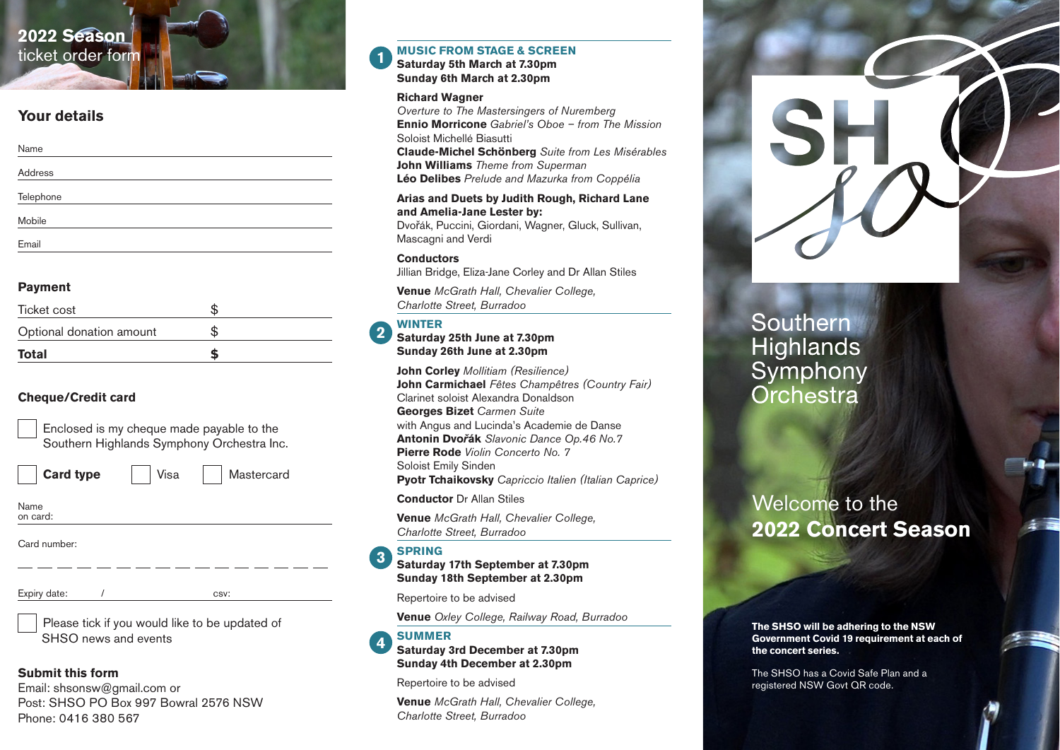# 2022 Season ticket order form

## Your details

Name

Address

Telephone

Mobile

Email

## Payment

| | |
|---|---|
| Ticket cost | $ |
| Optional donation amount | $ |
| **Total** | **$** |

## Cheque/Credit card

☐ Enclosed is my cheque made payable to the Southern Highlands Symphony Orchestra Inc.

☐ **Card type** ☐ Visa ☐ Mastercard

Name on card:

Card number:

Expiry date: / csv:

☐ Please tick if you would like to be updated of SHSO news and events

**Submit this form**
Email: shsonsw@gmail.com or
Post: SHSO PO Box 997 Bowral 2576 NSW
Phone: 0416 380 567

---

## 1 MUSIC FROM STAGE & SCREEN

**Saturday 5th March at 7.30pm**
**Sunday 6th March at 2.30pm**

**Richard Wagner**
*Overture to The Mastersingers of Nuremberg*
**Ennio Morricone** *Gabriel's Oboe – from The Mission*
Soloist Michellé Biasutti
**Claude-Michel Schönberg** *Suite from Les Misérables*
**John Williams** *Theme from Superman*
**Léo Delibes** *Prelude and Mazurka from Coppélia*

**Arias and Duets by Judith Rough, Richard Lane and Amelia-Jane Lester by:**
Dvořák, Puccini, Giordani, Wagner, Gluck, Sullivan, Mascagni and Verdi

**Conductors**
Jillian Bridge, Eliza-Jane Corley and Dr Allan Stiles

**Venue** *McGrath Hall, Chevalier College, Charlotte Street, Burradoo*

## 2 WINTER

**Saturday 25th June at 7.30pm**
**Sunday 26th June at 2.30pm**

**John Corley** *Mollitiam (Resilience)*
**John Carmichael** *Fêtes Champêtres (Country Fair)*
Clarinet soloist Alexandra Donaldson
**Georges Bizet** *Carmen Suite*
with Angus and Lucinda's Academie de Danse
**Antonin Dvořák** *Slavonic Dance Op.46 No.7*
**Pierre Rode** *Violin Concerto No. 7*
Soloist Emily Sinden
**Pyotr Tchaikovsky** *Capriccio Italien (Italian Caprice)*

**Conductor** Dr Allan Stiles

**Venue** *McGrath Hall, Chevalier College, Charlotte Street, Burradoo*

## 3 SPRING

**Saturday 17th September at 7.30pm**
**Sunday 18th September at 2.30pm**

Repertoire to be advised

**Venue** *Oxley College, Railway Road, Burradoo*

## 4 SUMMER

**Saturday 3rd December at 7.30pm**
**Sunday 4th December at 2.30pm**

Repertoire to be advised

**Venue** *McGrath Hall, Chevalier College, Charlotte Street, Burradoo*

---

SHSO

# Southern Highlands Symphony Orchestra

Welcome to the
**2022 Concert Season**

**The SHSO will be adhering to the NSW Government Covid 19 requirement at each of the concert series.**

The SHSO has a Covid Safe Plan and a registered NSW Govt QR code.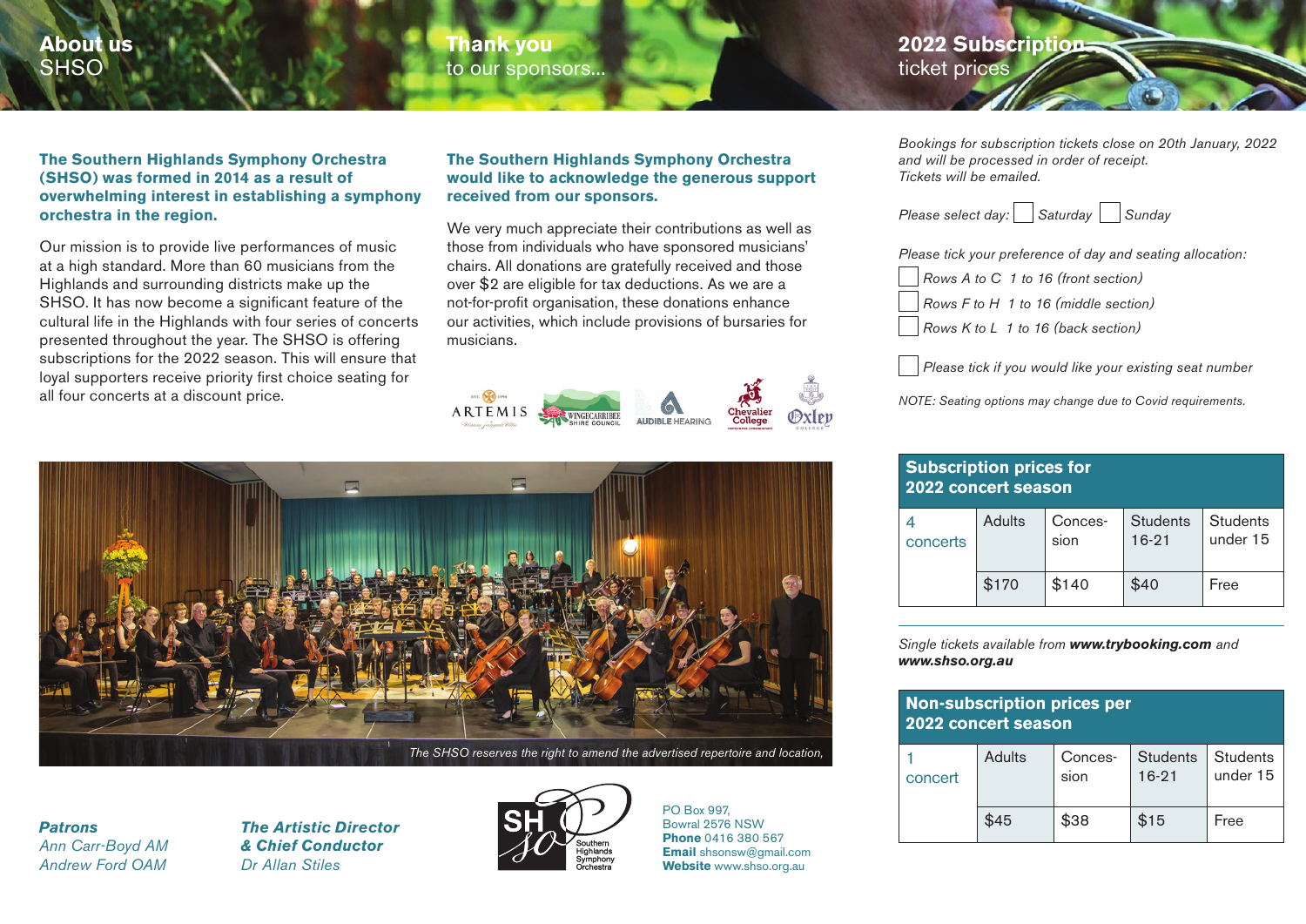## About us
SHSO

**The Southern Highlands Symphony Orchestra (SHSO) was formed in 2014 as a result of overwhelming interest in establishing a symphony orchestra in the region.**

Our mission is to provide live performances of music at a high standard. More than 60 musicians from the Highlands and surrounding districts make up the SHSO. It has now become a significant feature of the cultural life in the Highlands with four series of concerts presented throughout the year. The SHSO is offering subscriptions for the 2022 season. This will ensure that loyal supporters receive priority first choice seating for all four concerts at a discount price.

## Thank you
to our sponsors...

**The Southern Highlands Symphony Orchestra would like to acknowledge the generous support received from our sponsors.**

We very much appreciate their contributions as well as those from individuals who have sponsored musicians' chairs. All donations are gratefully received and those over $2 are eligible for tax deductions. As we are a not-for-profit organisation, these donations enhance our activities, which include provisions of bursaries for musicians.

ARTEMIS | WINGECARRIBEE SHIRE COUNCIL | AUDIBLE HEARING | Chevalier College | Oxley College

*The SHSO reserves the right to amend the advertised repertoire and location.*

***Patrons***
*Ann Carr-Boyd AM*
*Andrew Ford OAM*

***The Artistic Director & Chief Conductor***
*Dr Allan Stiles*

SHSO Southern Highlands Symphony Orchestra

PO Box 997,
Bowral 2576 NSW
**Phone** 0416 380 567
**Email** shsonsw@gmail.com
**Website** www.shso.org.au

## 2022 Subscription
ticket prices

*Bookings for subscription tickets close on 20th January, 2022 and will be processed in order of receipt.*
*Tickets will be emailed.*

*Please select day:* ☐ *Saturday* ☐ *Sunday*

*Please tick your preference of day and seating allocation:*

- ☐ *Rows A to C 1 to 16 (front section)*
- ☐ *Rows F to H 1 to 16 (middle section)*
- ☐ *Rows K to L 1 to 16 (back section)*

☐ *Please tick if you would like your existing seat number*

*NOTE: Seating options may change due to Covid requirements.*

**Subscription prices for 2022 concert season**

| 4 concerts | Adults | Concession | Students 16-21 | Students under 15 |
|---|---|---|---|---|
| | $170 | $140 | $40 | Free |

*Single tickets available from **www.trybooking.com** and **www.shso.org.au***

**Non-subscription prices per 2022 concert season**

| 1 concert | Adults | Concession | Students 16-21 | Students under 15 |
|---|---|---|---|---|
| | $45 | $38 | $15 | Free |